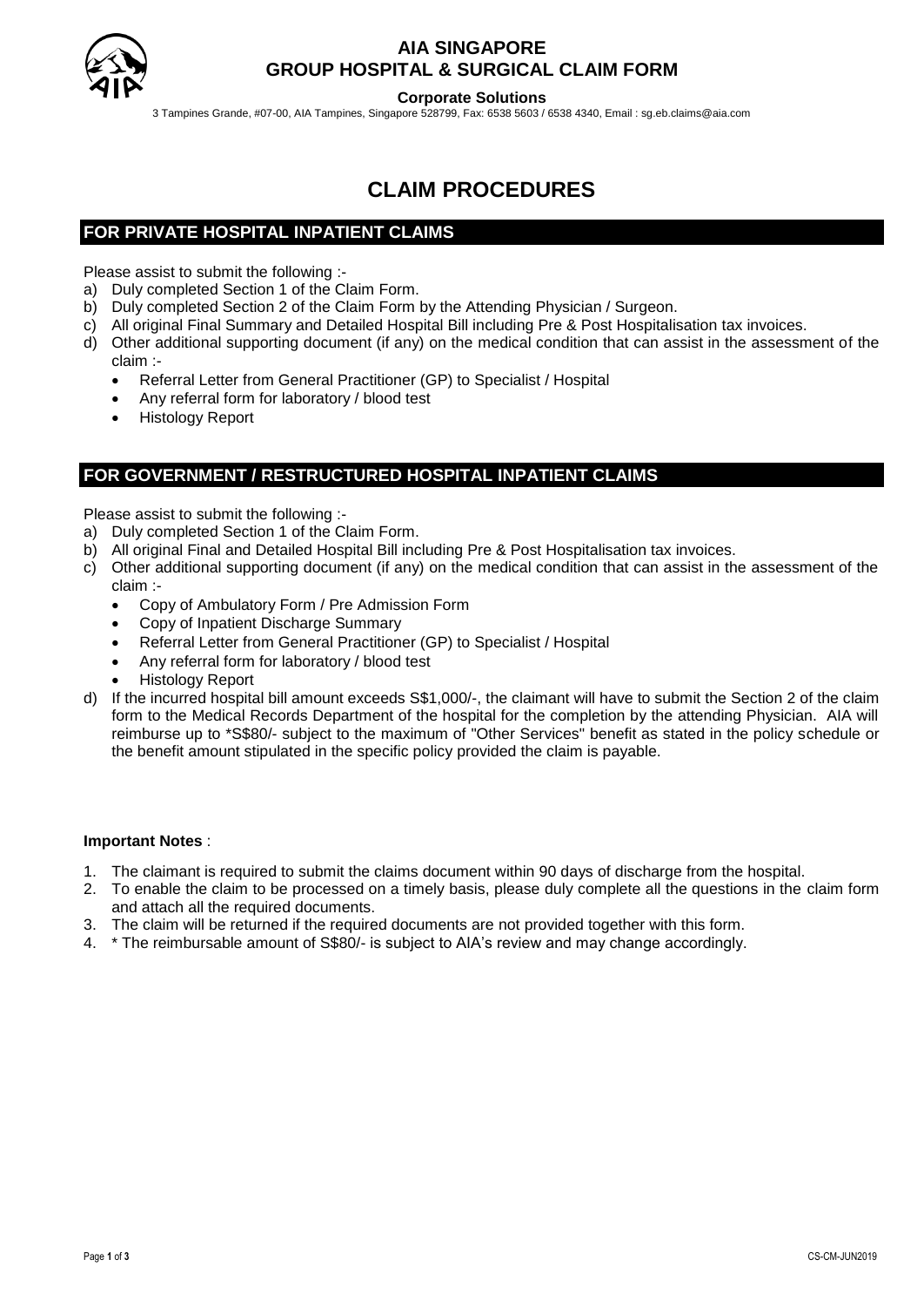# AIA SINGAPORE
# GROUP HOSPITAL & SURGICAL CLAIM FORM

**Corporate Solutions**

3 Tampines Grande, #07-00, AIA Tampines, Singapore 528799, Fax: 6538 5603 / 6538 4340, Email : sg.eb.claims@aia.com

# CLAIM PROCEDURES

## FOR PRIVATE HOSPITAL INPATIENT CLAIMS

Please assist to submit the following :-

a) Duly completed Section 1 of the Claim Form.
b) Duly completed Section 2 of the Claim Form by the Attending Physician / Surgeon.
c) All original Final Summary and Detailed Hospital Bill including Pre & Post Hospitalisation tax invoices.
d) Other additional supporting document (if any) on the medical condition that can assist in the assessment of the claim :-
   - Referral Letter from General Practitioner (GP) to Specialist / Hospital
   - Any referral form for laboratory / blood test
   - Histology Report

## FOR GOVERNMENT / RESTRUCTURED HOSPITAL INPATIENT CLAIMS

Please assist to submit the following :-

a) Duly completed Section 1 of the Claim Form.
b) All original Final and Detailed Hospital Bill including Pre & Post Hospitalisation tax invoices.
c) Other additional supporting document (if any) on the medical condition that can assist in the assessment of the claim :-
   - Copy of Ambulatory Form / Pre Admission Form
   - Copy of Inpatient Discharge Summary
   - Referral Letter from General Practitioner (GP) to Specialist / Hospital
   - Any referral form for laboratory / blood test
   - Histology Report
d) If the incurred hospital bill amount exceeds S$1,000/-, the claimant will have to submit the Section 2 of the claim form to the Medical Records Department of the hospital for the completion by the attending Physician. AIA will reimburse up to *S$80/- subject to the maximum of "Other Services" benefit as stated in the policy schedule or the benefit amount stipulated in the specific policy provided the claim is payable.

**Important Notes** :

1. The claimant is required to submit the claims document within 90 days of discharge from the hospital.
2. To enable the claim to be processed on a timely basis, please duly complete all the questions in the claim form and attach all the required documents.
3. The claim will be returned if the required documents are not provided together with this form.
4. * The reimbursable amount of S$80/- is subject to AIA's review and may change accordingly.

CS-CM-JUN2019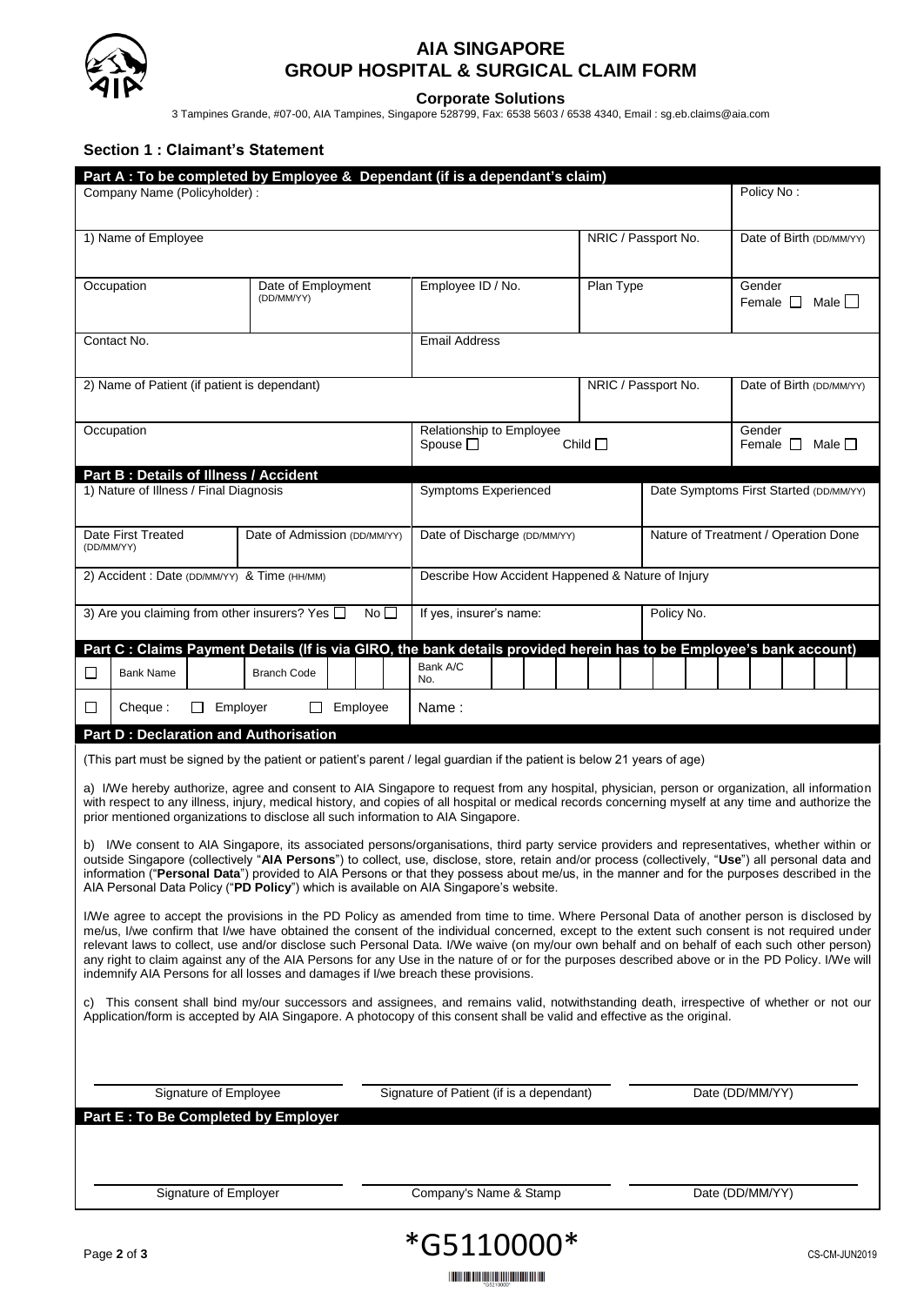# AIA SINGAPORE
# GROUP HOSPITAL & SURGICAL CLAIM FORM

**Corporate Solutions**

3 Tampines Grande, #07-00, AIA Tampines, Singapore 528799, Fax: 6538 5603 / 6538 4340, Email : sg.eb.claims@aia.com

## Section 1 : Claimant's Statement

**Part A : To be completed by Employee & Dependant (if is a dependant's claim)**

| Company Name (Policyholder) : | | | Policy No : |
|---|---|---|---|
| 1) Name of Employee | | NRIC / Passport No. | Date of Birth (DD/MM/YY) |
| Occupation | Date of Employment (DD/MM/YY) | Employee ID / No. | Plan Type | Gender Female ☐ Male ☐ |
| Contact No. | | Email Address | | |
| 2) Name of Patient (if patient is dependant) | | | NRIC / Passport No. | Date of Birth (DD/MM/YY) |
| Occupation | | Relationship to Employee Spouse ☐ Child ☐ | | Gender Female ☐ Male ☐ |

**Part B : Details of Illness / Accident**

| 1) Nature of Illness / Final Diagnosis | | Symptoms Experienced | Date Symptoms First Started (DD/MM/YY) |
|---|---|---|---|
| Date First Treated (DD/MM/YY) | Date of Admission (DD/MM/YY) | Date of Discharge (DD/MM/YY) | Nature of Treatment / Operation Done |
| 2) Accident : Date (DD/MM/YY) & Time (HH/MM) | | Describe How Accident Happened & Nature of Injury | |
| 3) Are you claiming from other insurers? Yes ☐ No ☐ | | If yes, insurer's name: | Policy No. |

**Part C : Claims Payment Details (If is via GIRO, the bank details provided herein has to be Employee's bank account)**

| ☐ | Bank Name | Branch Code | Bank A/C No. |
|---|---|---|---|
| ☐ | Cheque : ☐ Employer ☐ Employee | | Name : |

**Part D : Declaration and Authorisation**

(This part must be signed by the patient or patient's parent / legal guardian if the patient is below 21 years of age)

a) I/We hereby authorize, agree and consent to AIA Singapore to request from any hospital, physician, person or organization, all information with respect to any illness, injury, medical history, and copies of all hospital or medical records concerning myself at any time and authorize the prior mentioned organizations to disclose all such information to AIA Singapore.

b) I/We consent to AIA Singapore, its associated persons/organisations, third party service providers and representatives, whether within or outside Singapore (collectively "**AIA Persons**") to collect, use, disclose, store, retain and/or process (collectively, "**Use**") all personal data and information ("**Personal Data**") provided to AIA Persons or that they possess about me/us, in the manner and for the purposes described in the AIA Personal Data Policy ("**PD Policy**") which is available on AIA Singapore's website.

I/We agree to accept the provisions in the PD Policy as amended from time to time. Where Personal Data of another person is disclosed by me/us, I/we confirm that I/we have obtained the consent of the individual concerned, except to the extent such consent is not required under relevant laws to collect, use and/or disclose such Personal Data. I/We waive (on my/our own behalf and on behalf of each such other person) any right to claim against any of the AIA Persons for any Use in the nature of or for the purposes described above or in the PD Policy. I/We will indemnify AIA Persons for all losses and damages if I/we breach these provisions.

c) This consent shall bind my/our successors and assignees, and remains valid, notwithstanding death, irrespective of whether or not our Application/form is accepted by AIA Singapore. A photocopy of this consent shall be valid and effective as the original.

| Signature of Employee | Signature of Patient (if is a dependant) | Date (DD/MM/YY) |
|---|---|---|

**Part E : To Be Completed by Employer**

| Signature of Employer | Company's Name & Stamp | Date (DD/MM/YY) |
|---|---|---|

*G5110000*

CS-CM-JUN2019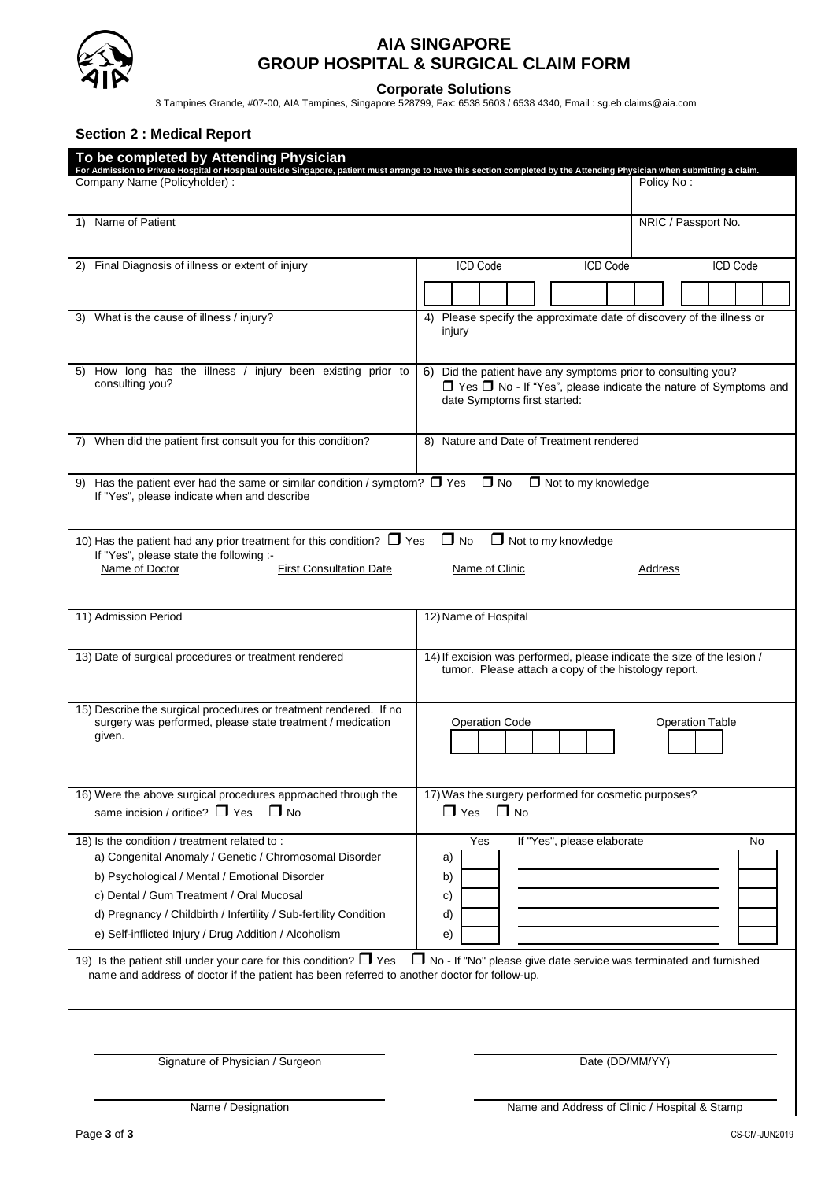# AIA SINGAPORE
# GROUP HOSPITAL & SURGICAL CLAIM FORM

**Corporate Solutions**

3 Tampines Grande, #07-00, AIA Tampines, Singapore 528799, Fax: 6538 5603 / 6538 4340, Email : sg.eb.claims@aia.com

## Section 2 : Medical Report

**To be completed by Attending Physician**

**For Admission to Private Hospital or Hospital outside Singapore, patient must arrange to have this section completed by the Attending Physician when submitting a claim.**

| | |
|---|---|
| Company Name (Policyholder) : | Policy No : |
| 1) Name of Patient | NRIC / Passport No. |
| 2) Final Diagnosis of illness or extent of injury | ICD Code / ICD Code / ICD Code |
| 3) What is the cause of illness / injury? | 4) Please specify the approximate date of discovery of the illness or injury |
| 5) How long has the illness / injury been existing prior to consulting you? | 6) Did the patient have any symptoms prior to consulting you? ❑ Yes ❑ No - If "Yes", please indicate the nature of Symptoms and date Symptoms first started: |
| 7) When did the patient first consult you for this condition? | 8) Nature and Date of Treatment rendered |

9) Has the patient ever had the same or similar condition / symptom? ❑ Yes ❑ No ❑ Not to my knowledge
If "Yes", please indicate when and describe

10) Has the patient had any prior treatment for this condition? ❑ Yes ❑ No ❑ Not to my knowledge
If "Yes", please state the following :-

| Name of Doctor | First Consultation Date | Name of Clinic | Address |
|---|---|---|---|
| | | | |

| | |
|---|---|
| 11) Admission Period | 12) Name of Hospital |
| 13) Date of surgical procedures or treatment rendered | 14) If excision was performed, please indicate the size of the lesion / tumor. Please attach a copy of the histology report. |
| 15) Describe the surgical procedures or treatment rendered. If no surgery was performed, please state treatment / medication given. | Operation Code / Operation Table |
| 16) Were the above surgical procedures approached through the same incision / orifice? ❑ Yes ❑ No | 17) Was the surgery performed for cosmetic purposes? ❑ Yes ❑ No |

| 18) Is the condition / treatment related to : | Yes | If "Yes", please elaborate | No |
|---|---|---|---|
| a) Congenital Anomaly / Genetic / Chromosomal Disorder | a) | | |
| b) Psychological / Mental / Emotional Disorder | b) | | |
| c) Dental / Gum Treatment / Oral Mucosal | c) | | |
| d) Pregnancy / Childbirth / Infertility / Sub-fertility Condition | d) | | |
| e) Self-inflicted Injury / Drug Addition / Alcoholism | e) | | |

19) Is the patient still under your care for this condition? ❑ Yes ❑ No - If "No" please give date service was terminated and furnished name and address of doctor if the patient has been referred to another doctor for follow-up.

Signature of Physician / Surgeon

Date (DD/MM/YY)

Name / Designation

Name and Address of Clinic / Hospital & Stamp

CS-CM-JUN2019